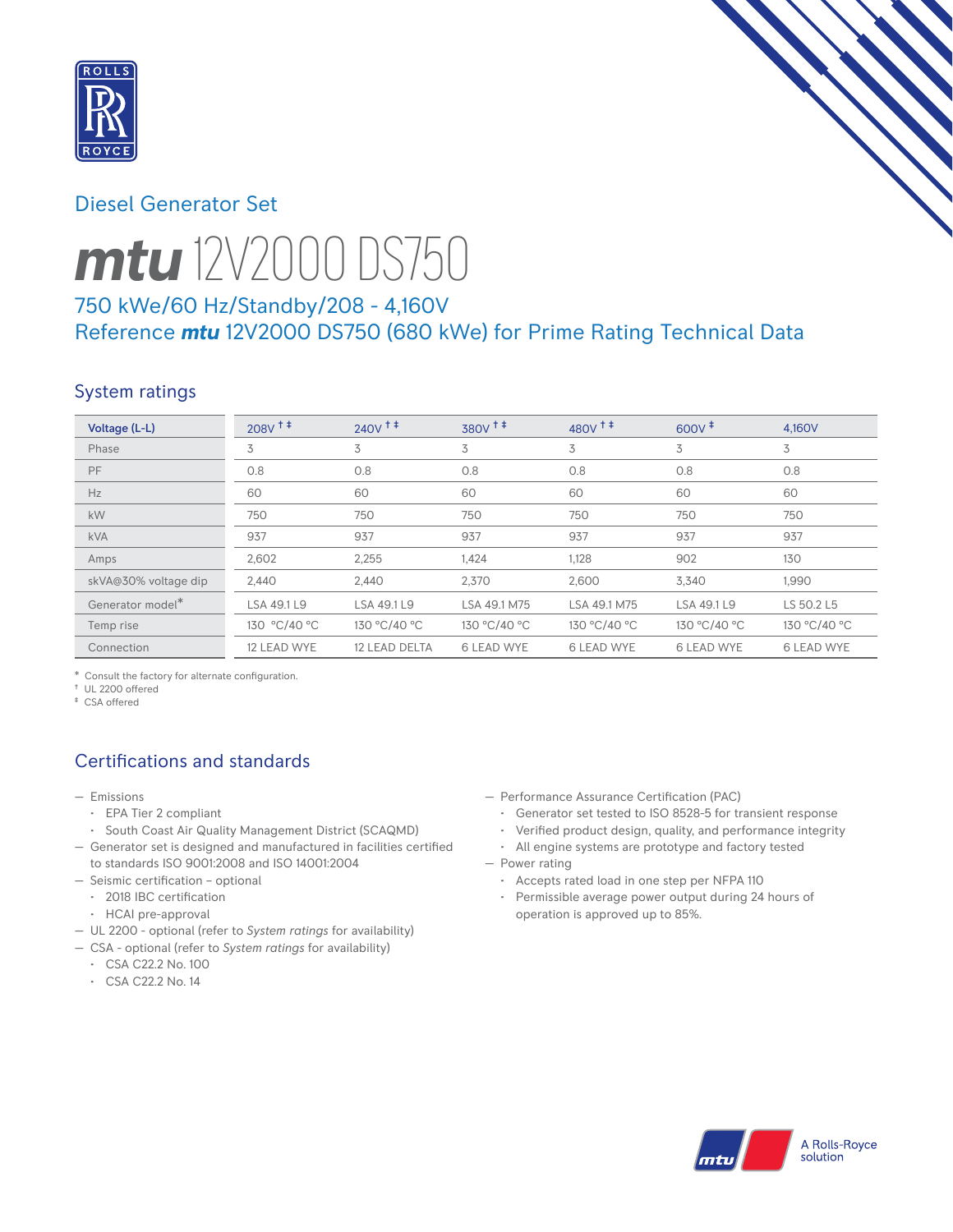## Diesel Generator Set

# mtu 12V2000 DS750

### 750 kWe/60 Hz/Standby/208 - 4,160V
### Reference mtu 12V2000 DS750 (680 kWe) for Prime Rating Technical Data

## System ratings

| Voltage (L-L) | 208V †‡ | 240V †‡ | 380V †‡ | 480V †‡ | 600V ‡ | 4,160V |
|---|---|---|---|---|---|---|
| Phase | 3 | 3 | 3 | 3 | 3 | 3 |
| PF | 0.8 | 0.8 | 0.8 | 0.8 | 0.8 | 0.8 |
| Hz | 60 | 60 | 60 | 60 | 60 | 60 |
| kW | 750 | 750 | 750 | 750 | 750 | 750 |
| kVA | 937 | 937 | 937 | 937 | 937 | 937 |
| Amps | 2,602 | 2,255 | 1,424 | 1,128 | 902 | 130 |
| skVA@30% voltage dip | 2,440 | 2,440 | 2,370 | 2,600 | 3,340 | 1,990 |
| Generator model* | LSA 49.1 L9 | LSA 49.1 L9 | LSA 49.1 M75 | LSA 49.1 M75 | LSA 49.1 L9 | LS 50.2 L5 |
| Temp rise | 130 °C/40 °C | 130 °C/40 °C | 130 °C/40 °C | 130 °C/40 °C | 130 °C/40 °C | 130 °C/40 °C |
| Connection | 12 LEAD WYE | 12 LEAD DELTA | 6 LEAD WYE | 6 LEAD WYE | 6 LEAD WYE | 6 LEAD WYE |

\* Consult the factory for alternate configuration.
† UL 2200 offered
‡ CSA offered

## Certifications and standards

- Emissions
  - EPA Tier 2 compliant
  - South Coast Air Quality Management District (SCAQMD)
- Generator set is designed and manufactured in facilities certified to standards ISO 9001:2008 and ISO 14001:2004
- Seismic certification – optional
  - 2018 IBC certification
  - HCAI pre-approval
- UL 2200 - optional (refer to *System ratings* for availability)
- CSA - optional (refer to *System ratings* for availability)
  - CSA C22.2 No. 100
  - CSA C22.2 No. 14
- Performance Assurance Certification (PAC)
  - Generator set tested to ISO 8528-5 for transient response
  - Verified product design, quality, and performance integrity
  - All engine systems are prototype and factory tested
- Power rating
  - Accepts rated load in one step per NFPA 110
  - Permissible average power output during 24 hours of operation is approved up to 85%.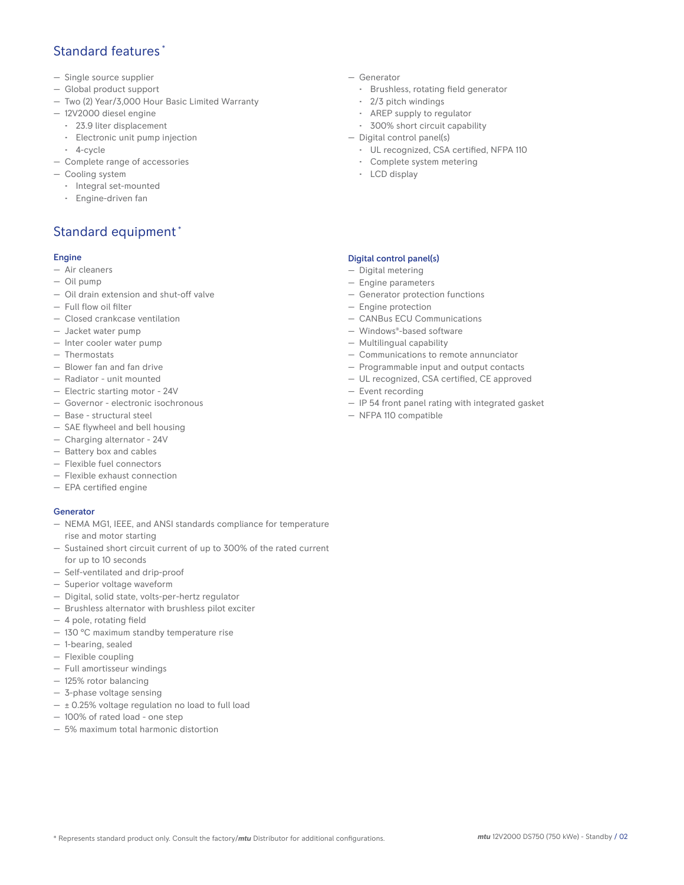## Standard features*

- Single source supplier
- Global product support
- Two (2) Year/3,000 Hour Basic Limited Warranty
- 12V2000 diesel engine
  - 23.9 liter displacement
  - Electronic unit pump injection
  - 4-cycle
- Complete range of accessories
- Cooling system
  - Integral set-mounted
  - Engine-driven fan
- Generator
  - Brushless, rotating field generator
  - 2/3 pitch windings
  - AREP supply to regulator
  - 300% short circuit capability
- Digital control panel(s)
  - UL recognized, CSA certified, NFPA 110
  - Complete system metering
  - LCD display

## Standard equipment*

### Engine

- Air cleaners
- Oil pump
- Oil drain extension and shut-off valve
- Full flow oil filter
- Closed crankcase ventilation
- Jacket water pump
- Inter cooler water pump
- Thermostats
- Blower fan and fan drive
- Radiator - unit mounted
- Electric starting motor - 24V
- Governor - electronic isochronous
- Base - structural steel
- SAE flywheel and bell housing
- Charging alternator - 24V
- Battery box and cables
- Flexible fuel connectors
- Flexible exhaust connection
- EPA certified engine

### Generator

- NEMA MG1, IEEE, and ANSI standards compliance for temperature rise and motor starting
- Sustained short circuit current of up to 300% of the rated current for up to 10 seconds
- Self-ventilated and drip-proof
- Superior voltage waveform
- Digital, solid state, volts-per-hertz regulator
- Brushless alternator with brushless pilot exciter
- 4 pole, rotating field
- 130 °C maximum standby temperature rise
- 1-bearing, sealed
- Flexible coupling
- Full amortisseur windings
- 125% rotor balancing
- 3-phase voltage sensing
- ± 0.25% voltage regulation no load to full load
- 100% of rated load - one step
- 5% maximum total harmonic distortion

### Digital control panel(s)

- Digital metering
- Engine parameters
- Generator protection functions
- Engine protection
- CANBus ECU Communications
- Windows®-based software
- Multilingual capability
- Communications to remote annunciator
- Programmable input and output contacts
- UL recognized, CSA certified, CE approved
- Event recording
- IP 54 front panel rating with integrated gasket
- NFPA 110 compatible

\* Represents standard product only. Consult the factory/*mtu* Distributor for additional configurations.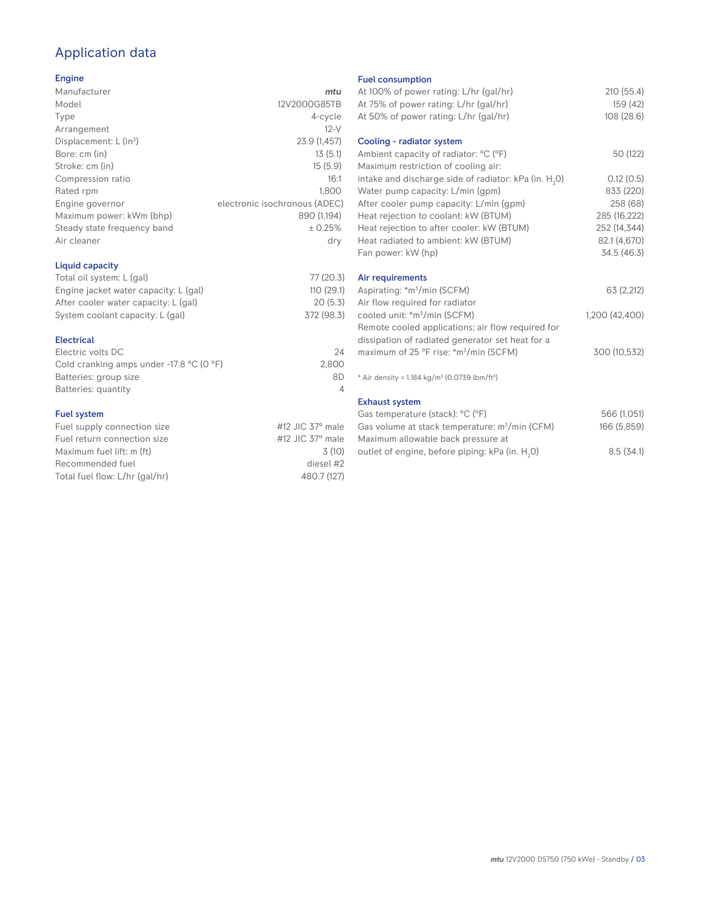# Application data

## Engine

| | |
|---|---|
| Manufacturer | *mtu* |
| Model | 12V2000G85TB |
| Type | 4-cycle |
| Arrangement | 12-V |
| Displacement: L ($in^3$) | 23.9 (1,457) |
| Bore: cm (in) | 13 (5.1) |
| Stroke: cm (in) | 15 (5.9) |
| Compression ratio | 16:1 |
| Rated rpm | 1,800 |
| Engine governor | electronic isochronous (ADEC) |
| Maximum power: kWm (bhp) | 890 (1,194) |
| Steady state frequency band | ± 0.25% |
| Air cleaner | dry |

## Liquid capacity

| | |
|---|---|
| Total oil system: L (gal) | 77 (20.3) |
| Engine jacket water capacity: L (gal) | 110 (29.1) |
| After cooler water capacity: L (gal) | 20 (5.3) |
| System coolant capacity: L (gal) | 372 (98.3) |

## Electrical

| | |
|---|---|
| Electric volts DC | 24 |
| Cold cranking amps under -17.8 °C (0 °F) | 2,800 |
| Batteries: group size | 8D |
| Batteries: quantity | 4 |

## Fuel system

| | |
|---|---|
| Fuel supply connection size | #12 JIC 37° male |
| Fuel return connection size | #12 JIC 37° male |
| Maximum fuel lift: m (ft) | 3 (10) |
| Recommended fuel | diesel #2 |
| Total fuel flow: L/hr (gal/hr) | 480.7 (127) |

## Fuel consumption

| | |
|---|---|
| At 100% of power rating: L/hr (gal/hr) | 210 (55.4) |
| At 75% of power rating: L/hr (gal/hr) | 159 (42) |
| At 50% of power rating: L/hr (gal/hr) | 108 (28.6) |

## Cooling - radiator system

| | |
|---|---|
| Ambient capacity of radiator: °C (°F) | 50 (122) |
| Maximum restriction of cooling air: intake and discharge side of radiator: kPa (in. $H_2O$) | 0.12 (0.5) |
| Water pump capacity: L/min (gpm) | 833 (220) |
| After cooler pump capacity: L/min (gpm) | 258 (68) |
| Heat rejection to coolant: kW (BTUM) | 285 (16,222) |
| Heat rejection to after cooler: kW (BTUM) | 252 (14,344) |
| Heat radiated to ambient: kW (BTUM) | 82.1 (4,670) |
| Fan power: kW (hp) | 34.5 (46.3) |

## Air requirements

| | |
|---|---|
| Aspirating: *$m^3$/min (SCFM) | 63 (2,212) |
| Air flow required for radiator cooled unit: *$m^3$/min (SCFM) | 1,200 (42,400) |
| Remote cooled applications; air flow required for dissipation of radiated generator set heat for a maximum of 25 °F rise: *$m^3$/min (SCFM) | 300 (10,532) |

* Air density = 1.184 kg/$m^3$ (0.0739 lbm/$ft^3$)

## Exhaust system

| | |
|---|---|
| Gas temperature (stack): °C (°F) | 566 (1,051) |
| Gas volume at stack temperature: $m^3$/min (CFM) | 166 (5,859) |
| Maximum allowable back pressure at outlet of engine, before piping: kPa (in. $H_2O$) | 8.5 (34.1) |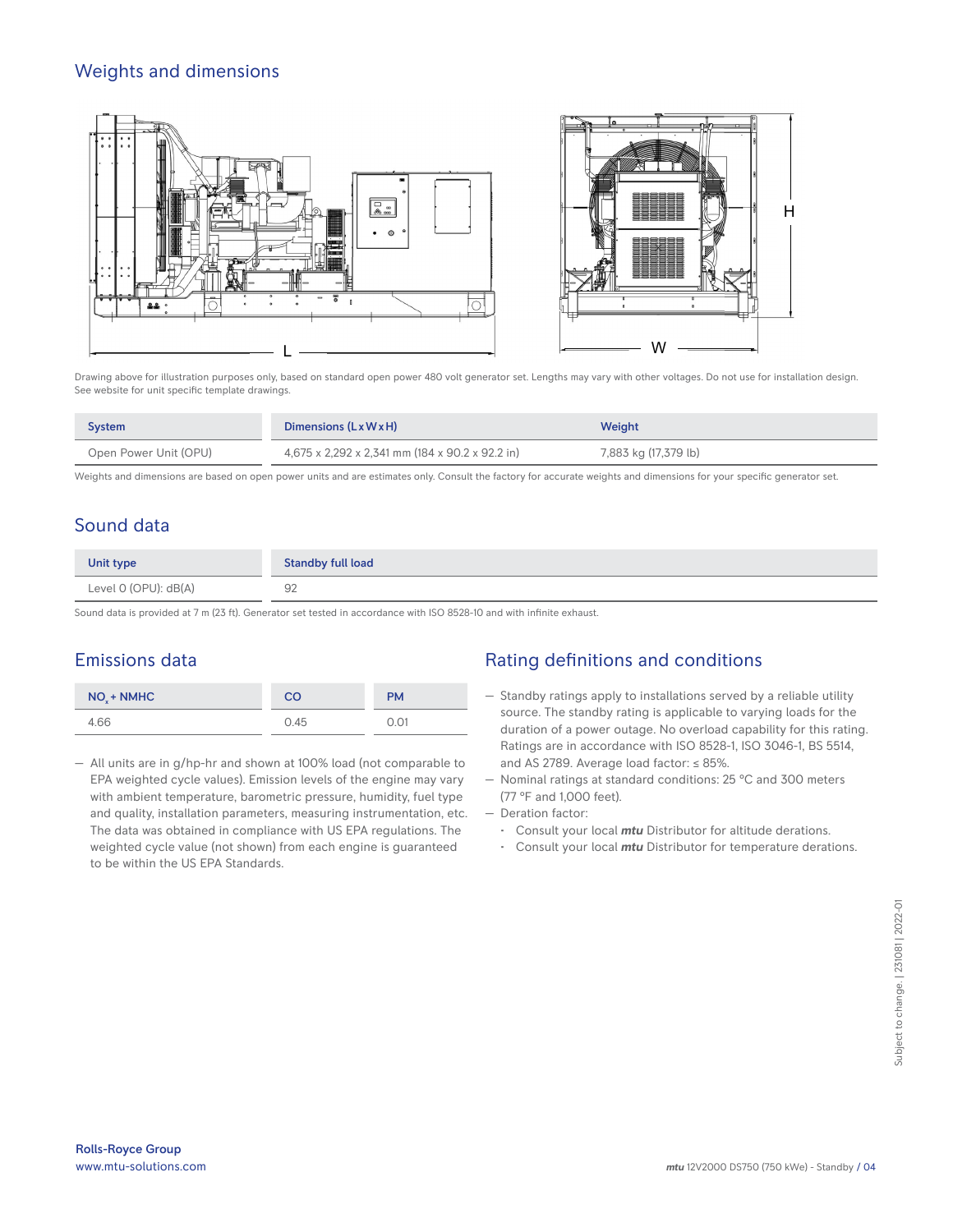## Weights and dimensions

L

W

H

Drawing above for illustration purposes only, based on standard open power 480 volt generator set. Lengths may vary with other voltages. Do not use for installation design. See website for unit specific template drawings.

| System | Dimensions (L x W x H) | Weight |
|---|---|---|
| Open Power Unit (OPU) | 4,675 x 2,292 x 2,341 mm (184 x 90.2 x 92.2 in) | 7,883 kg (17,379 lb) |

Weights and dimensions are based on open power units and are estimates only. Consult the factory for accurate weights and dimensions for your specific generator set.

## Sound data

| Unit type | Standby full load |
|---|---|
| Level 0 (OPU): dB(A) | 92 |

Sound data is provided at 7 m (23 ft). Generator set tested in accordance with ISO 8528-10 and with infinite exhaust.

## Emissions data

| $NO_x$ + NMHC | CO | PM |
|---|---|---|
| 4.66 | 0.45 | 0.01 |

— All units are in g/hp-hr and shown at 100% load (not comparable to EPA weighted cycle values). Emission levels of the engine may vary with ambient temperature, barometric pressure, humidity, fuel type and quality, installation parameters, measuring instrumentation, etc. The data was obtained in compliance with US EPA regulations. The weighted cycle value (not shown) from each engine is guaranteed to be within the US EPA Standards.

## Rating definitions and conditions

— Standby ratings apply to installations served by a reliable utility source. The standby rating is applicable to varying loads for the duration of a power outage. No overload capability for this rating. Ratings are in accordance with ISO 8528-1, ISO 3046-1, BS 5514, and AS 2789. Average load factor: ≤ 85%.

— Nominal ratings at standard conditions: 25 °C and 300 meters (77 °F and 1,000 feet).

— Deration factor:

- Consult your local ***mtu*** Distributor for altitude derations.
- Consult your local ***mtu*** Distributor for temperature derations.

Subject to change. | 231081 | 2022-01

Rolls-Royce Group
www.mtu-solutions.com